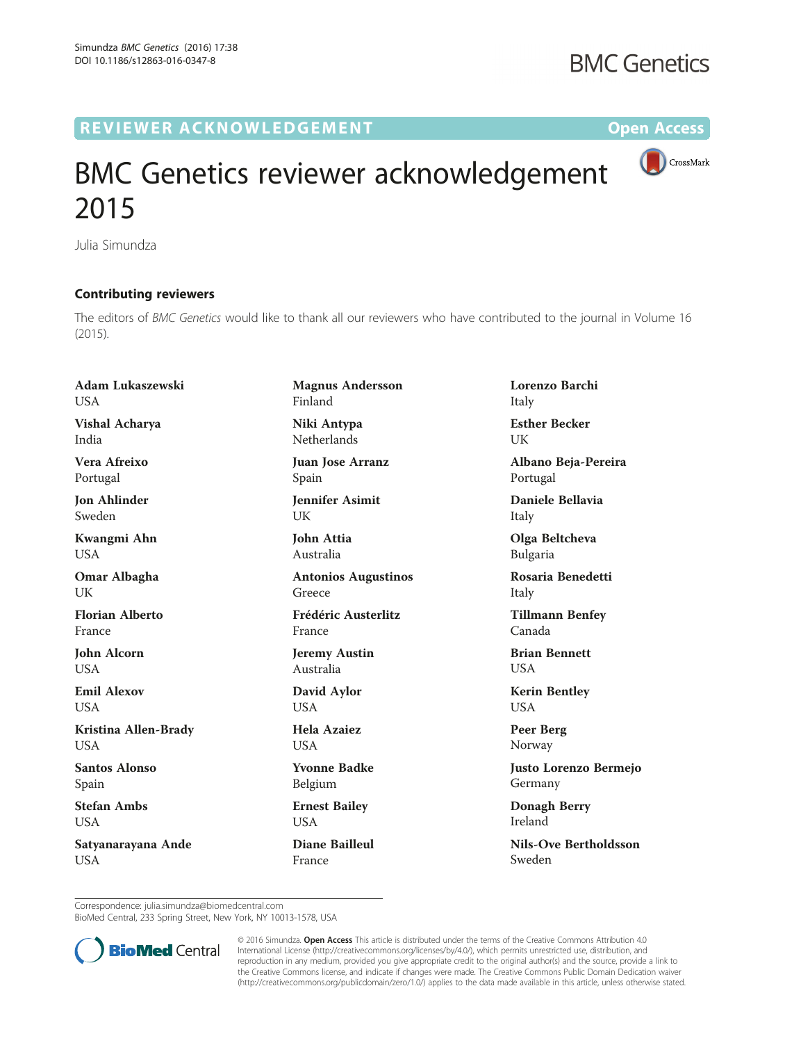# BMC Genetics reviewer acknowledgement 2015

Julia Simundza

## Contributing reviewers

The editors of *BMC Genetics* would like to thank all our reviewers who have contributed to the journal in Volume 16 (2015).

**Adam Lukaszewski**
USA

**Vishal Acharya**
India

**Vera Afreixo**
Portugal

**Jon Ahlinder**
Sweden

**Kwangmi Ahn**
USA

**Omar Albagha**
UK

**Florian Alberto**
France

**John Alcorn**
USA

**Emil Alexov**
USA

**Kristina Allen-Brady**
USA

**Santos Alonso**
Spain

**Stefan Ambs**
USA

**Satyanarayana Ande**
USA

**Magnus Andersson**
Finland

**Niki Antypa**
Netherlands

**Juan Jose Arranz**
Spain

**Jennifer Asimit**
UK

**John Attia**
Australia

**Antonios Augustinos**
Greece

**Frédéric Austerlitz**
France

**Jeremy Austin**
Australia

**David Aylor**
USA

**Hela Azaiez**
USA

**Yvonne Badke**
Belgium

**Ernest Bailey**
USA

**Diane Bailleul**
France

**Lorenzo Barchi**
Italy

**Esther Becker**
UK

**Albano Beja-Pereira**
Portugal

**Daniele Bellavia**
Italy

**Olga Beltcheva**
Bulgaria

**Rosaria Benedetti**
Italy

**Tillmann Benfey**
Canada

**Brian Bennett**
USA

**Kerin Bentley**
USA

**Peer Berg**
Norway

**Justo Lorenzo Bermejo**
Germany

**Donagh Berry**
Ireland

**Nils-Ove Bertholdsson**
Sweden

Correspondence: julia.simundza@biomedcentral.com
BioMed Central, 233 Spring Street, New York, NY 10013-1578, USA

© 2016 Simundza. **Open Access** This article is distributed under the terms of the Creative Commons Attribution 4.0 International License (http://creativecommons.org/licenses/by/4.0/), which permits unrestricted use, distribution, and reproduction in any medium, provided you give appropriate credit to the original author(s) and the source, provide a link to the Creative Commons license, and indicate if changes were made. The Creative Commons Public Domain Dedication waiver (http://creativecommons.org/publicdomain/zero/1.0/) applies to the data made available in this article, unless otherwise stated.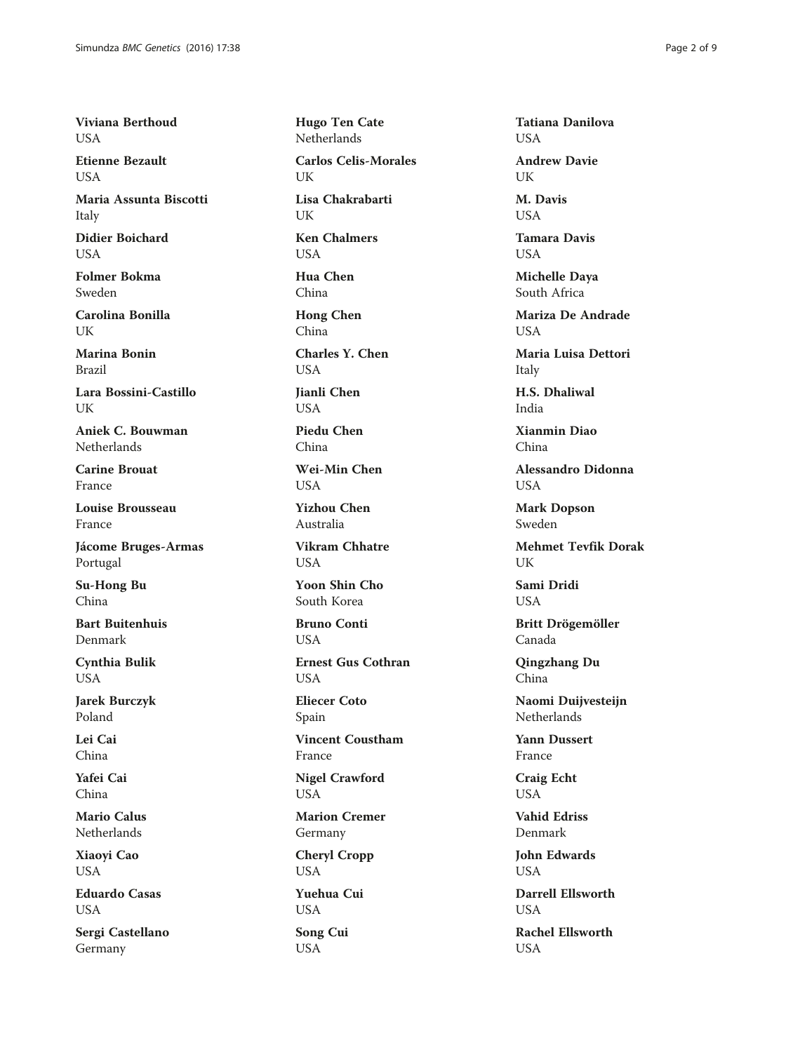**Viviana Berthoud**
USA

**Etienne Bezault**
USA

**Maria Assunta Biscotti**
Italy

**Didier Boichard**
USA

**Folmer Bokma**
Sweden

**Carolina Bonilla**
UK

**Marina Bonin**
Brazil

**Lara Bossini-Castillo**
UK

**Aniek C. Bouwman**
Netherlands

**Carine Brouat**
France

**Louise Brousseau**
France

**Jácome Bruges-Armas**
Portugal

**Su-Hong Bu**
China

**Bart Buitenhuis**
Denmark

**Cynthia Bulik**
USA

**Jarek Burczyk**
Poland

**Lei Cai**
China

**Yafei Cai**
China

**Mario Calus**
Netherlands

**Xiaoyi Cao**
USA

**Eduardo Casas**
USA

**Sergi Castellano**
Germany

**Hugo Ten Cate**
Netherlands

**Carlos Celis-Morales**
UK

**Lisa Chakrabarti**
UK

**Ken Chalmers**
USA

**Hua Chen**
China

**Hong Chen**
China

**Charles Y. Chen**
USA

**Jianli Chen**
USA

**Piedu Chen**
China

**Wei-Min Chen**
USA

**Yizhou Chen**
Australia

**Vikram Chhatre**
USA

**Yoon Shin Cho**
South Korea

**Bruno Conti**
USA

**Ernest Gus Cothran**
USA

**Eliecer Coto**
Spain

**Vincent Coustham**
France

**Nigel Crawford**
USA

**Marion Cremer**
Germany

**Cheryl Cropp**
USA

**Yuehua Cui**
USA

**Song Cui**
USA

**Tatiana Danilova**
USA

**Andrew Davie**
UK

**M. Davis**
USA

**Tamara Davis**
USA

**Michelle Daya**
South Africa

**Mariza De Andrade**
USA

**Maria Luisa Dettori**
Italy

**H.S. Dhaliwal**
India

**Xianmin Diao**
China

**Alessandro Didonna**
USA

**Mark Dopson**
Sweden

**Mehmet Tevfik Dorak**
UK

**Sami Dridi**
USA

**Britt Drögemöller**
Canada

**Qingzhang Du**
China

**Naomi Duijvesteijn**
Netherlands

**Yann Dussert**
France

**Craig Echt**
USA

**Vahid Edriss**
Denmark

**John Edwards**
USA

**Darrell Ellsworth**
USA

**Rachel Ellsworth**
USA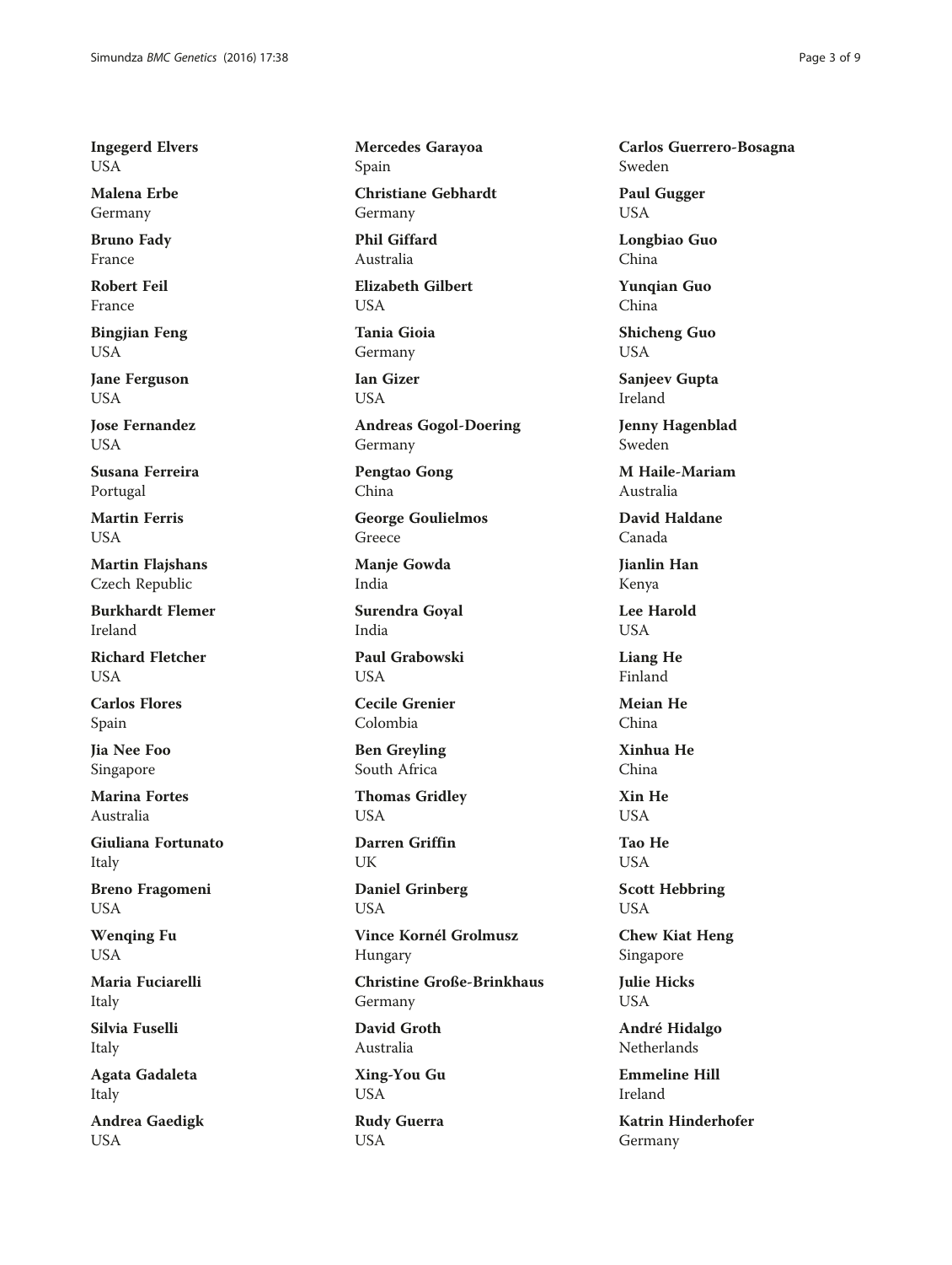**Ingegerd Elvers**
USA

**Malena Erbe**
Germany

**Bruno Fady**
France

**Robert Feil**
France

**Bingjian Feng**
USA

**Jane Ferguson**
USA

**Jose Fernandez**
USA

**Susana Ferreira**
Portugal

**Martin Ferris**
USA

**Martin Flajshans**
Czech Republic

**Burkhardt Flemer**
Ireland

**Richard Fletcher**
USA

**Carlos Flores**
Spain

**Jia Nee Foo**
Singapore

**Marina Fortes**
Australia

**Giuliana Fortunato**
Italy

**Breno Fragomeni**
USA

**Wenqing Fu**
USA

**Maria Fuciarelli**
Italy

**Silvia Fuselli**
Italy

**Agata Gadaleta**
Italy

**Andrea Gaedigk**
USA

**Mercedes Garayoa**
Spain

**Christiane Gebhardt**
Germany

**Phil Giffard**
Australia

**Elizabeth Gilbert**
USA

**Tania Gioia**
Germany

**Ian Gizer**
USA

**Andreas Gogol-Doering**
Germany

**Pengtao Gong**
China

**George Goulielmos**
Greece

**Manje Gowda**
India

**Surendra Goyal**
India

**Paul Grabowski**
USA

**Cecile Grenier**
Colombia

**Ben Greyling**
South Africa

**Thomas Gridley**
USA

**Darren Griffin**
UK

**Daniel Grinberg**
USA

**Vince Kornél Grolmusz**
Hungary

**Christine Große-Brinkhaus**
Germany

**David Groth**
Australia

**Xing-You Gu**
USA

**Rudy Guerra**
USA

**Carlos Guerrero-Bosagna**
Sweden

**Paul Gugger**
USA

**Longbiao Guo**
China

**Yunqian Guo**
China

**Shicheng Guo**
USA

**Sanjeev Gupta**
Ireland

**Jenny Hagenblad**
Sweden

**M Haile-Mariam**
Australia

**David Haldane**
Canada

**Jianlin Han**
Kenya

**Lee Harold**
USA

**Liang He**
Finland

**Meian He**
China

**Xinhua He**
China

**Xin He**
USA

**Tao He**
USA

**Scott Hebbring**
USA

**Chew Kiat Heng**
Singapore

**Julie Hicks**
USA

**André Hidalgo**
Netherlands

**Emmeline Hill**
Ireland

**Katrin Hinderhofer**
Germany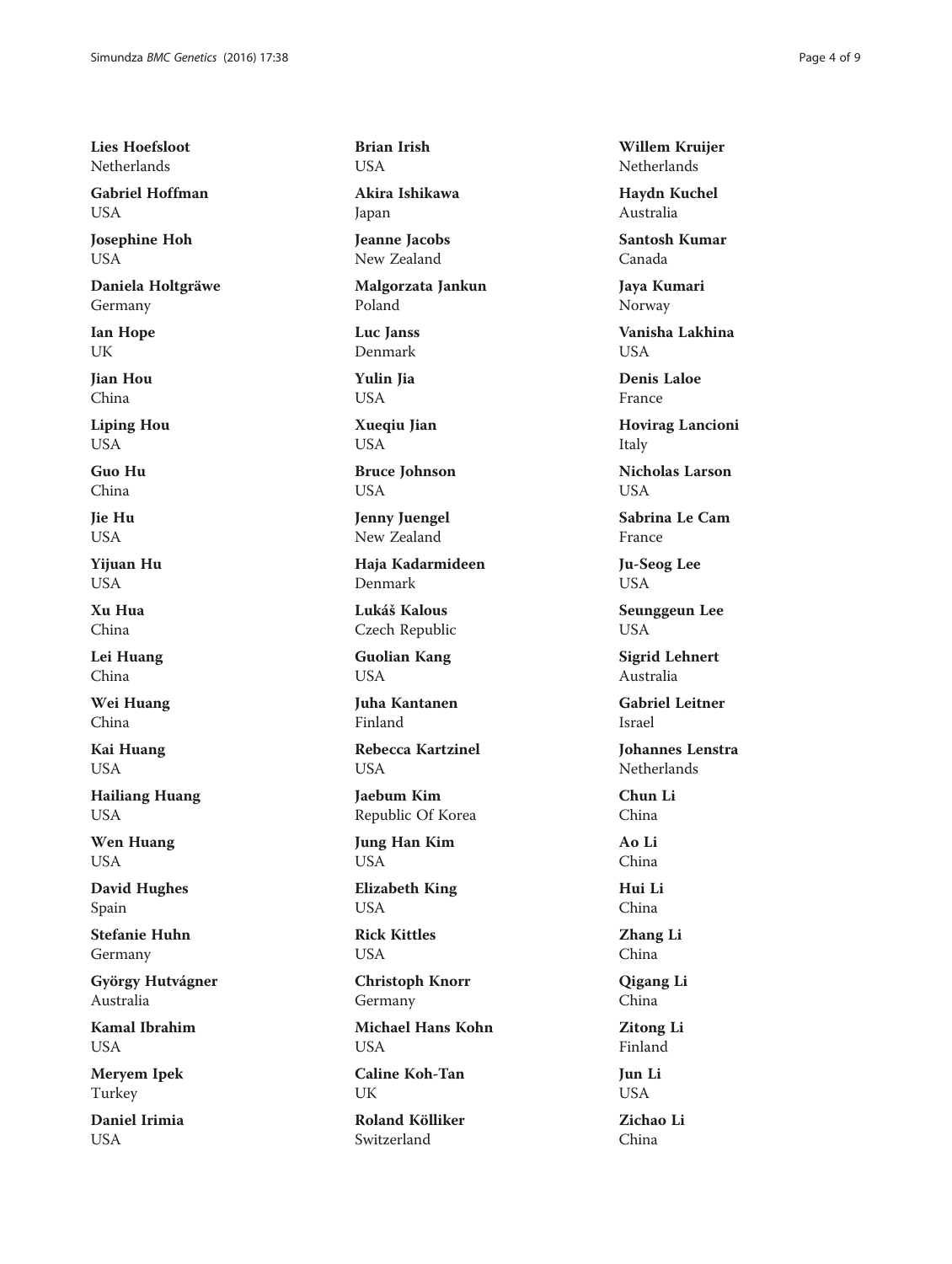**Lies Hoefsloot**
Netherlands

**Gabriel Hoffman**
USA

**Josephine Hoh**
USA

**Daniela Holtgräwe**
Germany

**Ian Hope**
UK

**Jian Hou**
China

**Liping Hou**
USA

**Guo Hu**
China

**Jie Hu**
USA

**Yijuan Hu**
USA

**Xu Hua**
China

**Lei Huang**
China

**Wei Huang**
China

**Kai Huang**
USA

**Hailiang Huang**
USA

**Wen Huang**
USA

**David Hughes**
Spain

**Stefanie Huhn**
Germany

**György Hutvágner**
Australia

**Kamal Ibrahim**
USA

**Meryem Ipek**
Turkey

**Daniel Irimia**
USA

**Brian Irish**
USA

**Akira Ishikawa**
Japan

**Jeanne Jacobs**
New Zealand

**Malgorzata Jankun**
Poland

**Luc Janss**
Denmark

**Yulin Jia**
USA

**Xueqiu Jian**
USA

**Bruce Johnson**
USA

**Jenny Juengel**
New Zealand

**Haja Kadarmideen**
Denmark

**Lukáš Kalous**
Czech Republic

**Guolian Kang**
USA

**Juha Kantanen**
Finland

**Rebecca Kartzinel**
USA

**Jaebum Kim**
Republic Of Korea

**Jung Han Kim**
USA

**Elizabeth King**
USA

**Rick Kittles**
USA

**Christoph Knorr**
Germany

**Michael Hans Kohn**
USA

**Caline Koh-Tan**
UK

**Roland Kölliker**
Switzerland

**Willem Kruijer**
Netherlands

**Haydn Kuchel**
Australia

**Santosh Kumar**
Canada

**Jaya Kumari**
Norway

**Vanisha Lakhina**
USA

**Denis Laloe**
France

**Hovirag Lancioni**
Italy

**Nicholas Larson**
USA

**Sabrina Le Cam**
France

**Ju-Seog Lee**
USA

**Seunggeun Lee**
USA

**Sigrid Lehnert**
Australia

**Gabriel Leitner**
Israel

**Johannes Lenstra**
Netherlands

**Chun Li**
China

**Ao Li**
China

**Hui Li**
China

**Zhang Li**
China

**Qigang Li**
China

**Zitong Li**
Finland

**Jun Li**
USA

**Zichao Li**
China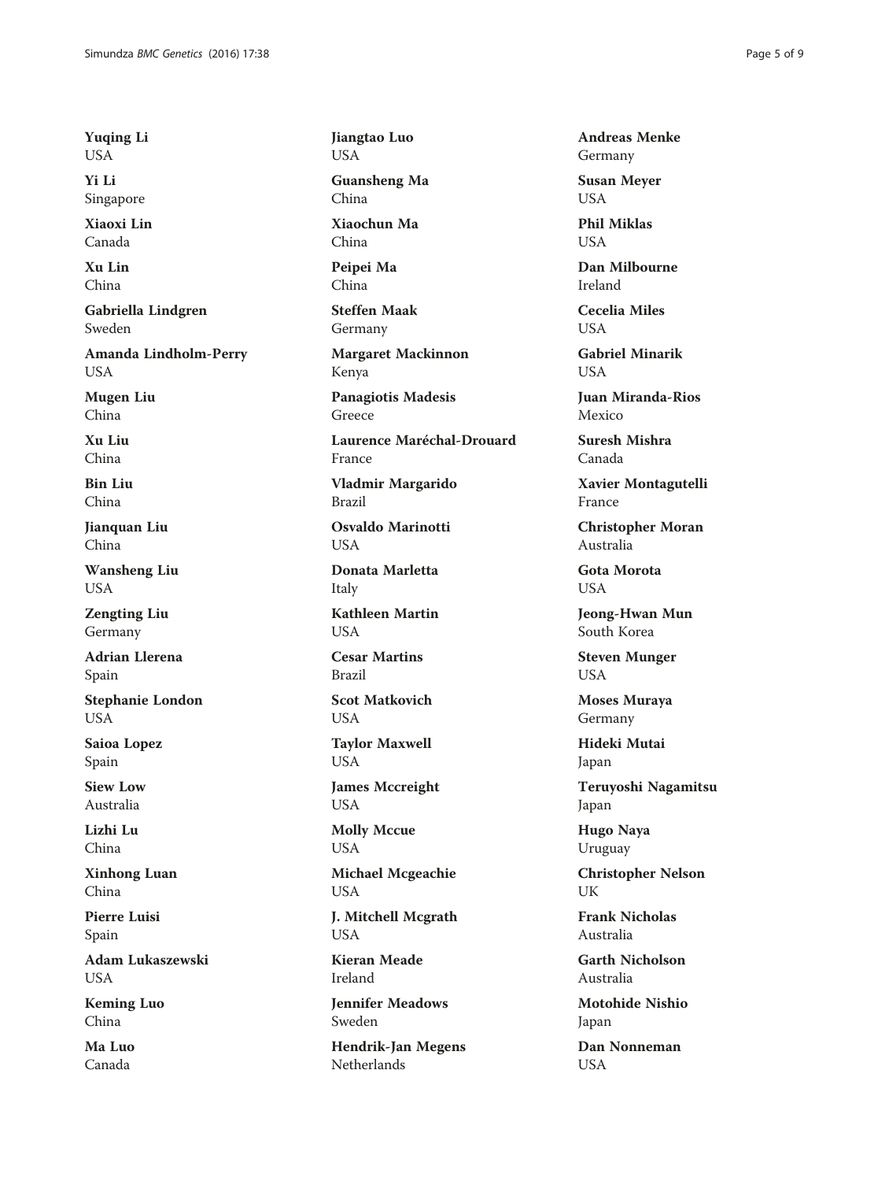**Yuqing Li**
USA

**Yi Li**
Singapore

**Xiaoxi Lin**
Canada

**Xu Lin**
China

**Gabriella Lindgren**
Sweden

**Amanda Lindholm-Perry**
USA

**Mugen Liu**
China

**Xu Liu**
China

**Bin Liu**
China

**Jianquan Liu**
China

**Wansheng Liu**
USA

**Zengting Liu**
Germany

**Adrian Llerena**
Spain

**Stephanie London**
USA

**Saioa Lopez**
Spain

**Siew Low**
Australia

**Lizhi Lu**
China

**Xinhong Luan**
China

**Pierre Luisi**
Spain

**Adam Lukaszewski**
USA

**Keming Luo**
China

**Ma Luo**
Canada

**Jiangtao Luo**
USA

**Guansheng Ma**
China

**Xiaochun Ma**
China

**Peipei Ma**
China

**Steffen Maak**
Germany

**Margaret Mackinnon**
Kenya

**Panagiotis Madesis**
Greece

**Laurence Maréchal-Drouard**
France

**Vladmir Margarido**
Brazil

**Osvaldo Marinotti**
USA

**Donata Marletta**
Italy

**Kathleen Martin**
USA

**Cesar Martins**
Brazil

**Scot Matkovich**
USA

**Taylor Maxwell**
USA

**James Mccreight**
USA

**Molly Mccue**
USA

**Michael Mcgeachie**
USA

**J. Mitchell Mcgrath**
USA

**Kieran Meade**
Ireland

**Jennifer Meadows**
Sweden

**Hendrik-Jan Megens**
Netherlands

**Andreas Menke**
Germany

**Susan Meyer**
USA

**Phil Miklas**
USA

**Dan Milbourne**
Ireland

**Cecelia Miles**
USA

**Gabriel Minarik**
USA

**Juan Miranda-Rios**
Mexico

**Suresh Mishra**
Canada

**Xavier Montagutelli**
France

**Christopher Moran**
Australia

**Gota Morota**
USA

**Jeong-Hwan Mun**
South Korea

**Steven Munger**
USA

**Moses Muraya**
Germany

**Hideki Mutai**
Japan

**Teruyoshi Nagamitsu**
Japan

**Hugo Naya**
Uruguay

**Christopher Nelson**
UK

**Frank Nicholas**
Australia

**Garth Nicholson**
Australia

**Motohide Nishio**
Japan

**Dan Nonneman**
USA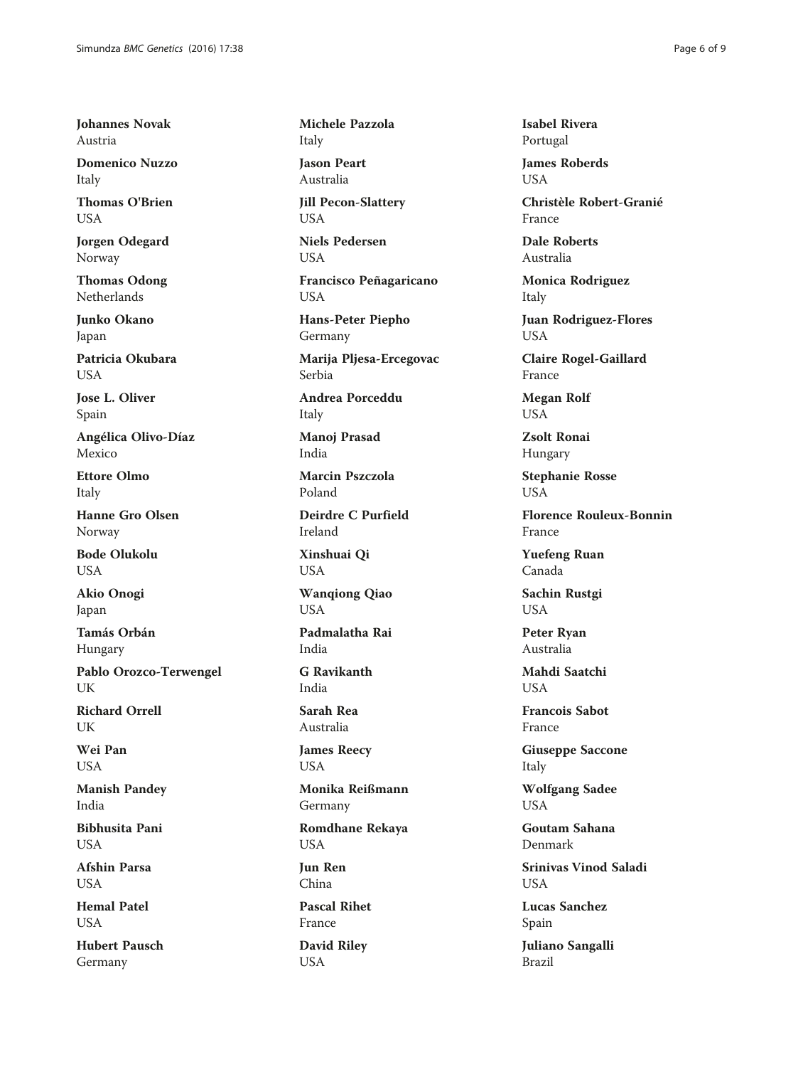**Johannes Novak**
Austria

**Domenico Nuzzo**
Italy

**Thomas O'Brien**
USA

**Jorgen Odegard**
Norway

**Thomas Odong**
Netherlands

**Junko Okano**
Japan

**Patricia Okubara**
USA

**Jose L. Oliver**
Spain

**Angélica Olivo-Díaz**
Mexico

**Ettore Olmo**
Italy

**Hanne Gro Olsen**
Norway

**Bode Olukolu**
USA

**Akio Onogi**
Japan

**Tamás Orbán**
Hungary

**Pablo Orozco-Terwengel**
UK

**Richard Orrell**
UK

**Wei Pan**
USA

**Manish Pandey**
India

**Bibhusita Pani**
USA

**Afshin Parsa**
USA

**Hemal Patel**
USA

**Hubert Pausch**
Germany

**Michele Pazzola**
Italy

**Jason Peart**
Australia

**Jill Pecon-Slattery**
USA

**Niels Pedersen**
USA

**Francisco Peñagaricano**
USA

**Hans-Peter Piepho**
Germany

**Marija Pljesa-Ercegovac**
Serbia

**Andrea Porceddu**
Italy

**Manoj Prasad**
India

**Marcin Pszczola**
Poland

**Deirdre C Purfield**
Ireland

**Xinshuai Qi**
USA

**Wanqiong Qiao**
USA

**Padmalatha Rai**
India

**G Ravikanth**
India

**Sarah Rea**
Australia

**James Reecy**
USA

**Monika Reißmann**
Germany

**Romdhane Rekaya**
USA

**Jun Ren**
China

**Pascal Rihet**
France

**David Riley**
USA

**Isabel Rivera**
Portugal

**James Roberds**
USA

**Christèle Robert-Granié**
France

**Dale Roberts**
Australia

**Monica Rodriguez**
Italy

**Juan Rodriguez-Flores**
USA

**Claire Rogel-Gaillard**
France

**Megan Rolf**
USA

**Zsolt Ronai**
Hungary

**Stephanie Rosse**
USA

**Florence Rouleux-Bonnin**
France

**Yuefeng Ruan**
Canada

**Sachin Rustgi**
USA

**Peter Ryan**
Australia

**Mahdi Saatchi**
USA

**Francois Sabot**
France

**Giuseppe Saccone**
Italy

**Wolfgang Sadee**
USA

**Goutam Sahana**
Denmark

**Srinivas Vinod Saladi**
USA

**Lucas Sanchez**
Spain

**Juliano Sangalli**
Brazil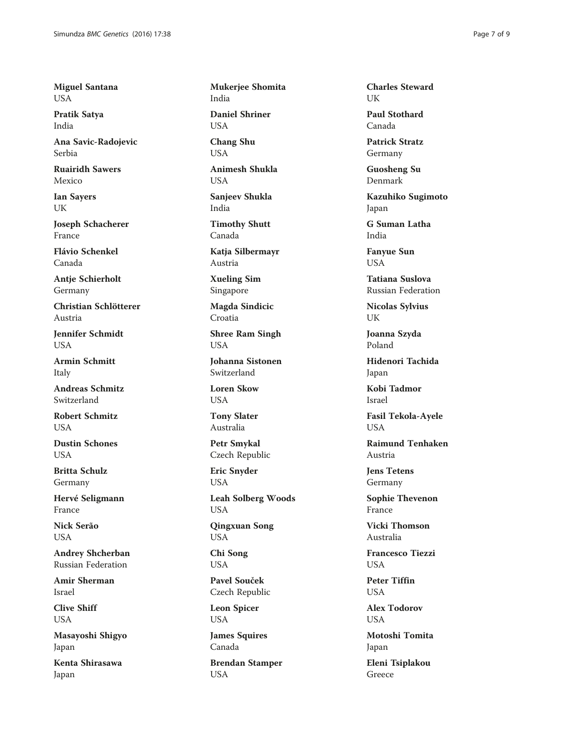**Miguel Santana**
USA

**Pratik Satya**
India

**Ana Savic-Radojevic**
Serbia

**Ruairidh Sawers**
Mexico

**Ian Sayers**
UK

**Joseph Schacherer**
France

**Flávio Schenkel**
Canada

**Antje Schierholt**
Germany

**Christian Schlötterer**
Austria

**Jennifer Schmidt**
USA

**Armin Schmitt**
Italy

**Andreas Schmitz**
Switzerland

**Robert Schmitz**
USA

**Dustin Schones**
USA

**Britta Schulz**
Germany

**Hervé Seligmann**
France

**Nick Serão**
USA

**Andrey Shcherban**
Russian Federation

**Amir Sherman**
Israel

**Clive Shiff**
USA

**Masayoshi Shigyo**
Japan

**Kenta Shirasawa**
Japan

**Mukerjee Shomita**
India

**Daniel Shriner**
USA

**Chang Shu**
USA

**Animesh Shukla**
USA

**Sanjeev Shukla**
India

**Timothy Shutt**
Canada

**Katja Silbermayr**
Austria

**Xueling Sim**
Singapore

**Magda Sindicic**
Croatia

**Shree Ram Singh**
USA

**Johanna Sistonen**
Switzerland

**Loren Skow**
USA

**Tony Slater**
Australia

**Petr Smykal**
Czech Republic

**Eric Snyder**
USA

**Leah Solberg Woods**
USA

**Qingxuan Song**
USA

**Chi Song**
USA

**Pavel Souček**
Czech Republic

**Leon Spicer**
USA

**James Squires**
Canada

**Brendan Stamper**
USA

**Charles Steward**
UK

**Paul Stothard**
Canada

**Patrick Stratz**
Germany

**Guosheng Su**
Denmark

**Kazuhiko Sugimoto**
Japan

**G Suman Latha**
India

**Fanyue Sun**
USA

**Tatiana Suslova**
Russian Federation

**Nicolas Sylvius**
UK

**Joanna Szyda**
Poland

**Hidenori Tachida**
Japan

**Kobi Tadmor**
Israel

**Fasil Tekola-Ayele**
USA

**Raimund Tenhaken**
Austria

**Jens Tetens**
Germany

**Sophie Thevenon**
France

**Vicki Thomson**
Australia

**Francesco Tiezzi**
USA

**Peter Tiffin**
USA

**Alex Todorov**
USA

**Motoshi Tomita**
Japan

**Eleni Tsiplakou**
Greece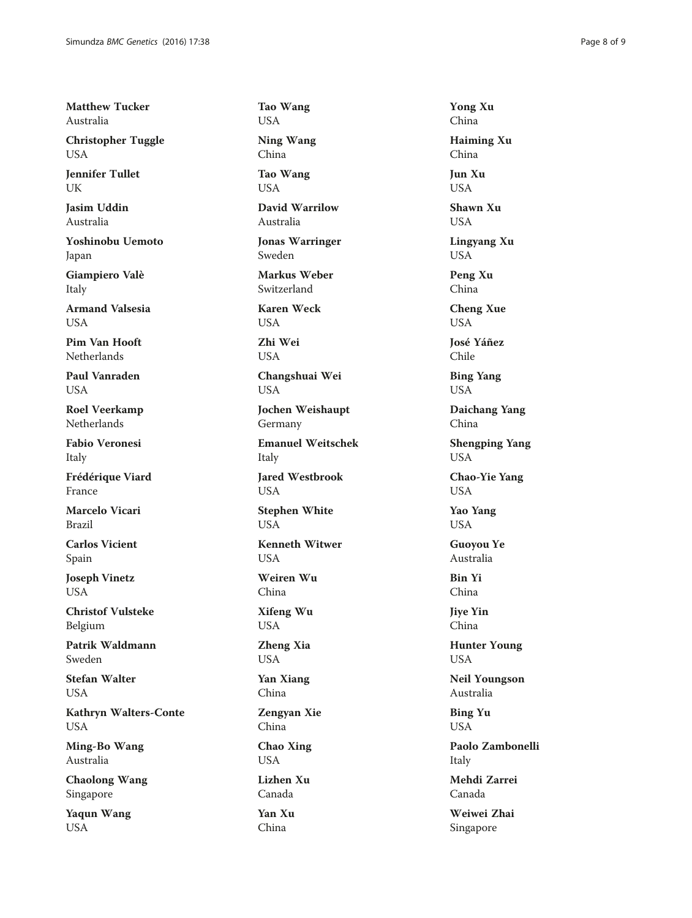**Matthew Tucker**
Australia

**Christopher Tuggle**
USA

**Jennifer Tullet**
UK

**Jasim Uddin**
Australia

**Yoshinobu Uemoto**
Japan

**Giampiero Valè**
Italy

**Armand Valsesia**
USA

**Pim Van Hooft**
Netherlands

**Paul Vanraden**
USA

**Roel Veerkamp**
Netherlands

**Fabio Veronesi**
Italy

**Frédérique Viard**
France

**Marcelo Vicari**
Brazil

**Carlos Vicient**
Spain

**Joseph Vinetz**
USA

**Christof Vulsteke**
Belgium

**Patrik Waldmann**
Sweden

**Stefan Walter**
USA

**Kathryn Walters-Conte**
USA

**Ming-Bo Wang**
Australia

**Chaolong Wang**
Singapore

**Yaqun Wang**
USA

**Tao Wang**
USA

**Ning Wang**
China

**Tao Wang**
USA

**David Warrilow**
Australia

**Jonas Warringer**
Sweden

**Markus Weber**
Switzerland

**Karen Weck**
USA

**Zhi Wei**
USA

**Changshuai Wei**
USA

**Jochen Weishaupt**
Germany

**Emanuel Weitschek**
Italy

**Jared Westbrook**
USA

**Stephen White**
USA

**Kenneth Witwer**
USA

**Weiren Wu**
China

**Xifeng Wu**
USA

**Zheng Xia**
USA

**Yan Xiang**
China

**Zengyan Xie**
China

**Chao Xing**
USA

**Lizhen Xu**
Canada

**Yan Xu**
China

**Yong Xu**
China

**Haiming Xu**
China

**Jun Xu**
USA

**Shawn Xu**
USA

**Lingyang Xu**
USA

**Peng Xu**
China

**Cheng Xue**
USA

**José Yáñez**
Chile

**Bing Yang**
USA

**Daichang Yang**
China

**Shengping Yang**
USA

**Chao-Yie Yang**
USA

**Yao Yang**
USA

**Guoyou Ye**
Australia

**Bin Yi**
China

**Jiye Yin**
China

**Hunter Young**
USA

**Neil Youngson**
Australia

**Bing Yu**
USA

**Paolo Zambonelli**
Italy

**Mehdi Zarrei**
Canada

**Weiwei Zhai**
Singapore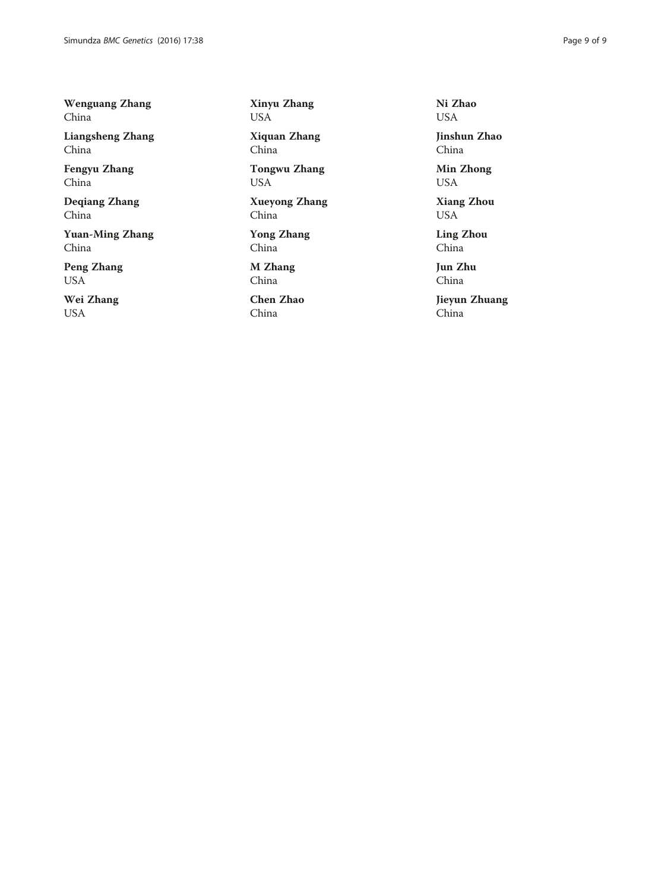**Wenguang Zhang**
China

**Liangsheng Zhang**
China

**Fengyu Zhang**
China

**Deqiang Zhang**
China

**Yuan-Ming Zhang**
China

**Peng Zhang**
USA

**Wei Zhang**
USA

**Xinyu Zhang**
USA

**Xiquan Zhang**
China

**Tongwu Zhang**
USA

**Xueyong Zhang**
China

**Yong Zhang**
China

**M Zhang**
China

**Chen Zhao**
China

**Ni Zhao**
USA

**Jinshun Zhao**
China

**Min Zhong**
USA

**Xiang Zhou**
USA

**Ling Zhou**
China

**Jun Zhu**
China

**Jieyun Zhuang**
China